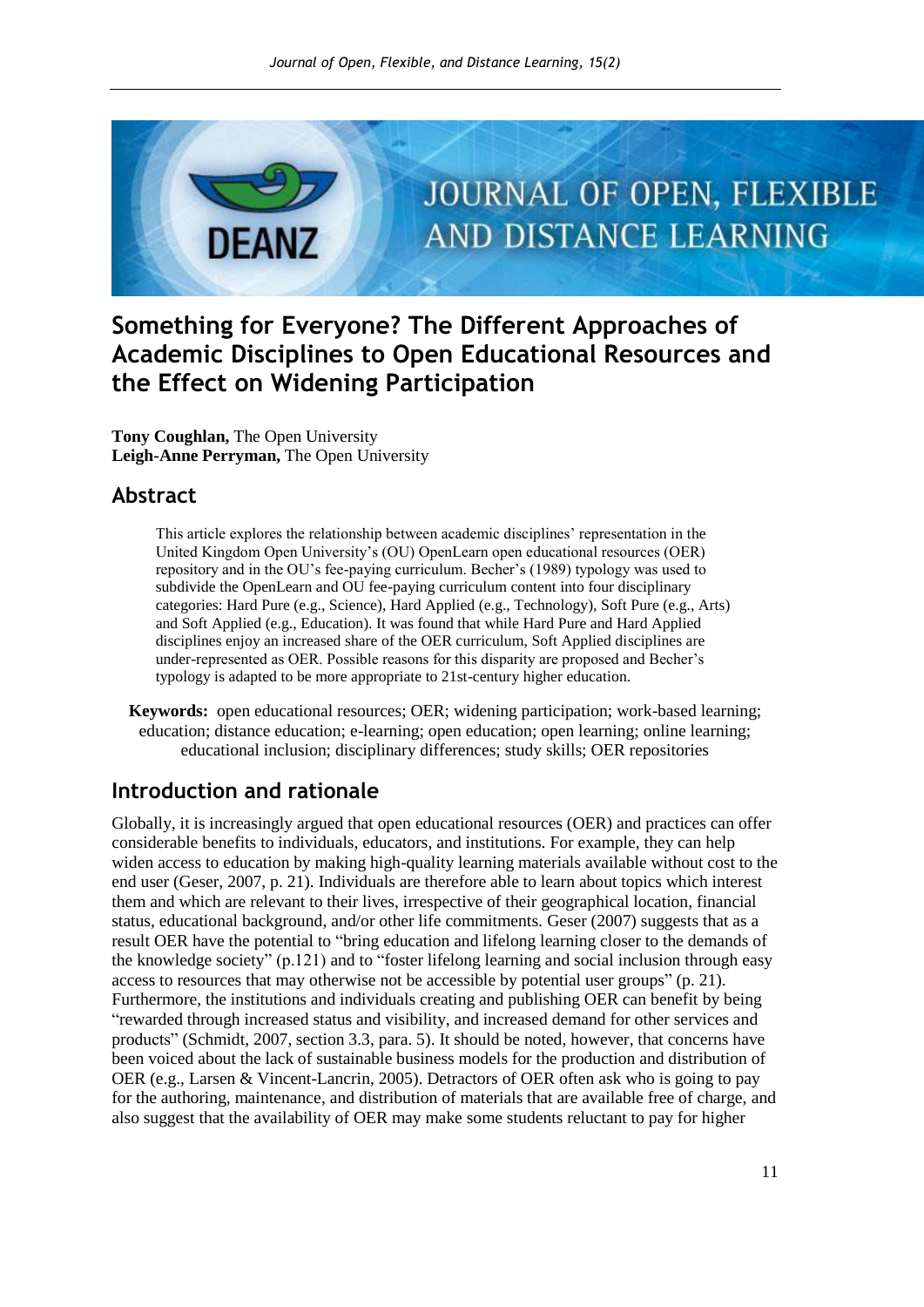# Something for Everyone? The Different Approaches of Academic Disciplines to Open Educational Resources and the Effect on Widening Participation

**Tony Coughlan,** The Open University
**Leigh-Anne Perryman,** The Open University

## Abstract

This article explores the relationship between academic disciplines' representation in the United Kingdom Open University's (OU) OpenLearn open educational resources (OER) repository and in the OU's fee-paying curriculum. Becher's (1989) typology was used to subdivide the OpenLearn and OU fee-paying curriculum content into four disciplinary categories: Hard Pure (e.g., Science), Hard Applied (e.g., Technology), Soft Pure (e.g., Arts) and Soft Applied (e.g., Education). It was found that while Hard Pure and Hard Applied disciplines enjoy an increased share of the OER curriculum, Soft Applied disciplines are under-represented as OER. Possible reasons for this disparity are proposed and Becher's typology is adapted to be more appropriate to 21st-century higher education.

**Keywords:** open educational resources; OER; widening participation; work-based learning; education; distance education; e-learning; open education; open learning; online learning; educational inclusion; disciplinary differences; study skills; OER repositories

## Introduction and rationale

Globally, it is increasingly argued that open educational resources (OER) and practices can offer considerable benefits to individuals, educators, and institutions. For example, they can help widen access to education by making high-quality learning materials available without cost to the end user (Geser, 2007, p. 21). Individuals are therefore able to learn about topics which interest them and which are relevant to their lives, irrespective of their geographical location, financial status, educational background, and/or other life commitments. Geser (2007) suggests that as a result OER have the potential to "bring education and lifelong learning closer to the demands of the knowledge society" (p.121) and to "foster lifelong learning and social inclusion through easy access to resources that may otherwise not be accessible by potential user groups" (p. 21). Furthermore, the institutions and individuals creating and publishing OER can benefit by being "rewarded through increased status and visibility, and increased demand for other services and products" (Schmidt, 2007, section 3.3, para. 5). It should be noted, however, that concerns have been voiced about the lack of sustainable business models for the production and distribution of OER (e.g., Larsen & Vincent-Lancrin, 2005). Detractors of OER often ask who is going to pay for the authoring, maintenance, and distribution of materials that are available free of charge, and also suggest that the availability of OER may make some students reluctant to pay for higher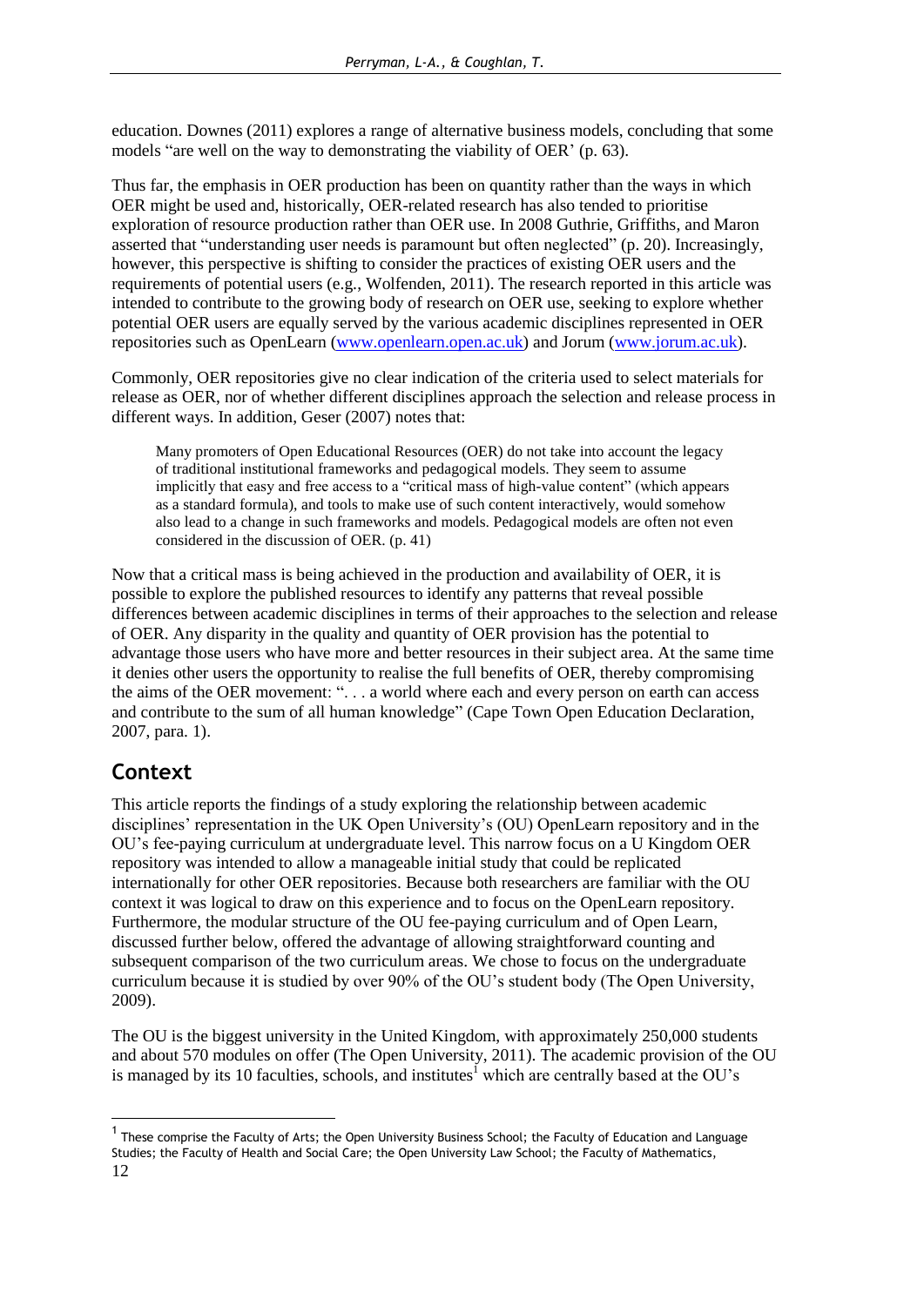education. Downes (2011) explores a range of alternative business models, concluding that some models "are well on the way to demonstrating the viability of OER' (p. 63).

Thus far, the emphasis in OER production has been on quantity rather than the ways in which OER might be used and, historically, OER-related research has also tended to prioritise exploration of resource production rather than OER use. In 2008 Guthrie, Griffiths, and Maron asserted that "understanding user needs is paramount but often neglected" (p. 20). Increasingly, however, this perspective is shifting to consider the practices of existing OER users and the requirements of potential users (e.g., Wolfenden, 2011). The research reported in this article was intended to contribute to the growing body of research on OER use, seeking to explore whether potential OER users are equally served by the various academic disciplines represented in OER repositories such as OpenLearn (www.openlearn.open.ac.uk) and Jorum (www.jorum.ac.uk).

Commonly, OER repositories give no clear indication of the criteria used to select materials for release as OER, nor of whether different disciplines approach the selection and release process in different ways. In addition, Geser (2007) notes that:

> Many promoters of Open Educational Resources (OER) do not take into account the legacy of traditional institutional frameworks and pedagogical models. They seem to assume implicitly that easy and free access to a "critical mass of high-value content" (which appears as a standard formula), and tools to make use of such content interactively, would somehow also lead to a change in such frameworks and models. Pedagogical models are often not even considered in the discussion of OER. (p. 41)

Now that a critical mass is being achieved in the production and availability of OER, it is possible to explore the published resources to identify any patterns that reveal possible differences between academic disciplines in terms of their approaches to the selection and release of OER. Any disparity in the quality and quantity of OER provision has the potential to advantage those users who have more and better resources in their subject area. At the same time it denies other users the opportunity to realise the full benefits of OER, thereby compromising the aims of the OER movement: ". . . a world where each and every person on earth can access and contribute to the sum of all human knowledge" (Cape Town Open Education Declaration, 2007, para. 1).

## Context

This article reports the findings of a study exploring the relationship between academic disciplines' representation in the UK Open University's (OU) OpenLearn repository and in the OU's fee-paying curriculum at undergraduate level. This narrow focus on a U Kingdom OER repository was intended to allow a manageable initial study that could be replicated internationally for other OER repositories. Because both researchers are familiar with the OU context it was logical to draw on this experience and to focus on the OpenLearn repository. Furthermore, the modular structure of the OU fee-paying curriculum and of Open Learn, discussed further below, offered the advantage of allowing straightforward counting and subsequent comparison of the two curriculum areas. We chose to focus on the undergraduate curriculum because it is studied by over 90% of the OU's student body (The Open University, 2009).

The OU is the biggest university in the United Kingdom, with approximately 250,000 students and about 570 modules on offer (The Open University, 2011). The academic provision of the OU is managed by its 10 faculties, schools, and institutes[1] which are centrally based at the OU's

[1] These comprise the Faculty of Arts; the Open University Business School; the Faculty of Education and Language Studies; the Faculty of Health and Social Care; the Open University Law School; the Faculty of Mathematics,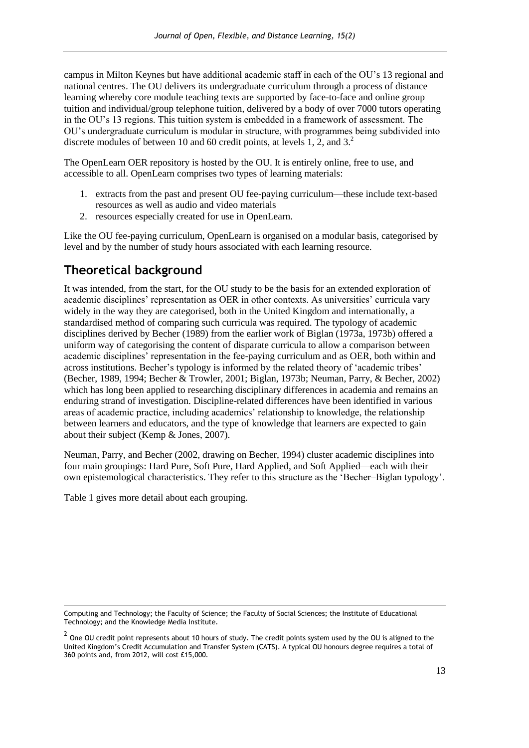campus in Milton Keynes but have additional academic staff in each of the OU's 13 regional and national centres. The OU delivers its undergraduate curriculum through a process of distance learning whereby core module teaching texts are supported by face-to-face and online group tuition and individual/group telephone tuition, delivered by a body of over 7000 tutors operating in the OU's 13 regions. This tuition system is embedded in a framework of assessment. The OU's undergraduate curriculum is modular in structure, with programmes being subdivided into discrete modules of between 10 and 60 credit points, at levels 1, 2, and 3.[2]

The OpenLearn OER repository is hosted by the OU. It is entirely online, free to use, and accessible to all. OpenLearn comprises two types of learning materials:

1. extracts from the past and present OU fee-paying curriculum—these include text-based resources as well as audio and video materials
2. resources especially created for use in OpenLearn.

Like the OU fee-paying curriculum, OpenLearn is organised on a modular basis, categorised by level and by the number of study hours associated with each learning resource.

## Theoretical background

It was intended, from the start, for the OU study to be the basis for an extended exploration of academic disciplines' representation as OER in other contexts. As universities' curricula vary widely in the way they are categorised, both in the United Kingdom and internationally, a standardised method of comparing such curricula was required. The typology of academic disciplines derived by Becher (1989) from the earlier work of Biglan (1973a, 1973b) offered a uniform way of categorising the content of disparate curricula to allow a comparison between academic disciplines' representation in the fee-paying curriculum and as OER, both within and across institutions. Becher's typology is informed by the related theory of 'academic tribes' (Becher, 1989, 1994; Becher & Trowler, 2001; Biglan, 1973b; Neuman, Parry, & Becher, 2002) which has long been applied to researching disciplinary differences in academia and remains an enduring strand of investigation. Discipline-related differences have been identified in various areas of academic practice, including academics' relationship to knowledge, the relationship between learners and educators, and the type of knowledge that learners are expected to gain about their subject (Kemp & Jones, 2007).

Neuman, Parry, and Becher (2002, drawing on Becher, 1994) cluster academic disciplines into four main groupings: Hard Pure, Soft Pure, Hard Applied, and Soft Applied—each with their own epistemological characteristics. They refer to this structure as the 'Becher–Biglan typology'.

Table 1 gives more detail about each grouping.

---

Computing and Technology; the Faculty of Science; the Faculty of Social Sciences; the Institute of Educational Technology; and the Knowledge Media Institute.

[2] One OU credit point represents about 10 hours of study. The credit points system used by the OU is aligned to the United Kingdom's Credit Accumulation and Transfer System (CATS). A typical OU honours degree requires a total of 360 points and, from 2012, will cost £15,000.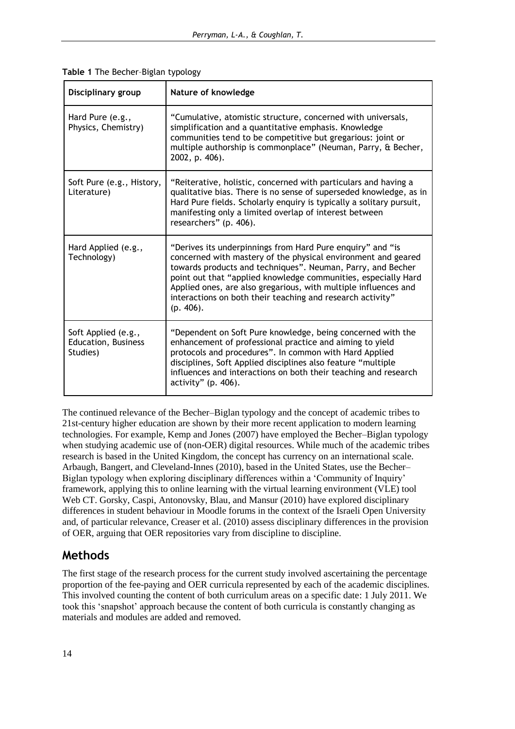**Table 1** The Becher–Biglan typology

| Disciplinary group | Nature of knowledge |
|---|---|
| Hard Pure (e.g., Physics, Chemistry) | "Cumulative, atomistic structure, concerned with universals, simplification and a quantitative emphasis. Knowledge communities tend to be competitive but gregarious: joint or multiple authorship is commonplace" (Neuman, Parry, & Becher, 2002, p. 406). |
| Soft Pure (e.g., History, Literature) | "Reiterative, holistic, concerned with particulars and having a qualitative bias. There is no sense of superseded knowledge, as in Hard Pure fields. Scholarly enquiry is typically a solitary pursuit, manifesting only a limited overlap of interest between researchers" (p. 406). |
| Hard Applied (e.g., Technology) | "Derives its underpinnings from Hard Pure enquiry" and "is concerned with mastery of the physical environment and geared towards products and techniques". Neuman, Parry, and Becher point out that "applied knowledge communities, especially Hard Applied ones, are also gregarious, with multiple influences and interactions on both their teaching and research activity" (p. 406). |
| Soft Applied (e.g., Education, Business Studies) | "Dependent on Soft Pure knowledge, being concerned with the enhancement of professional practice and aiming to yield protocols and procedures". In common with Hard Applied disciplines, Soft Applied disciplines also feature "multiple influences and interactions on both their teaching and research activity" (p. 406). |

The continued relevance of the Becher–Biglan typology and the concept of academic tribes to 21st-century higher education are shown by their more recent application to modern learning technologies. For example, Kemp and Jones (2007) have employed the Becher–Biglan typology when studying academic use of (non-OER) digital resources. While much of the academic tribes research is based in the United Kingdom, the concept has currency on an international scale. Arbaugh, Bangert, and Cleveland-Innes (2010), based in the United States, use the Becher–Biglan typology when exploring disciplinary differences within a 'Community of Inquiry' framework, applying this to online learning with the virtual learning environment (VLE) tool Web CT. Gorsky, Caspi, Antonovsky, Blau, and Mansur (2010) have explored disciplinary differences in student behaviour in Moodle forums in the context of the Israeli Open University and, of particular relevance, Creaser et al. (2010) assess disciplinary differences in the provision of OER, arguing that OER repositories vary from discipline to discipline.

## Methods

The first stage of the research process for the current study involved ascertaining the percentage proportion of the fee-paying and OER curricula represented by each of the academic disciplines. This involved counting the content of both curriculum areas on a specific date: 1 July 2011. We took this 'snapshot' approach because the content of both curricula is constantly changing as materials and modules are added and removed.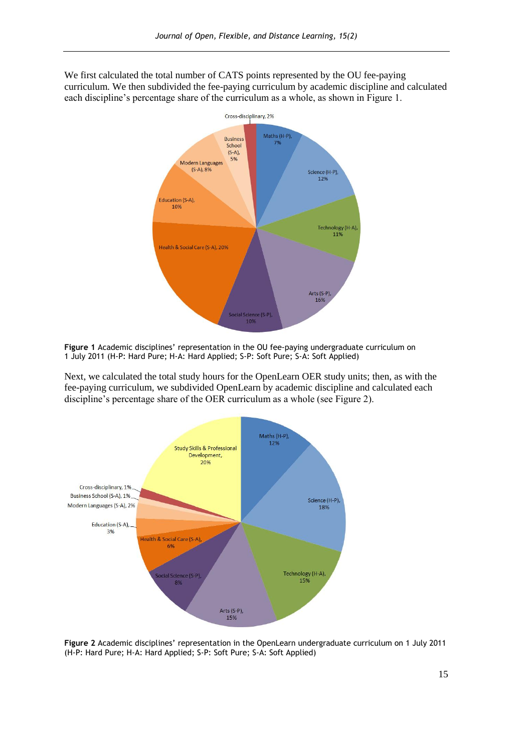We first calculated the total number of CATS points represented by the OU fee-paying curriculum. We then subdivided the fee-paying curriculum by academic discipline and calculated each discipline's percentage share of the curriculum as a whole, as shown in Figure 1.

**Figure 1** Academic disciplines' representation in the OU fee-paying undergraduate curriculum on 1 July 2011 (H-P: Hard Pure; H-A: Hard Applied; S-P: Soft Pure; S-A: Soft Applied)

Next, we calculated the total study hours for the OpenLearn OER study units; then, as with the fee-paying curriculum, we subdivided OpenLearn by academic discipline and calculated each discipline's percentage share of the OER curriculum as a whole (see Figure 2).

**Figure 2** Academic disciplines' representation in the OpenLearn undergraduate curriculum on 1 July 2011 (H-P: Hard Pure; H-A: Hard Applied; S-P: Soft Pure; S-A: Soft Applied)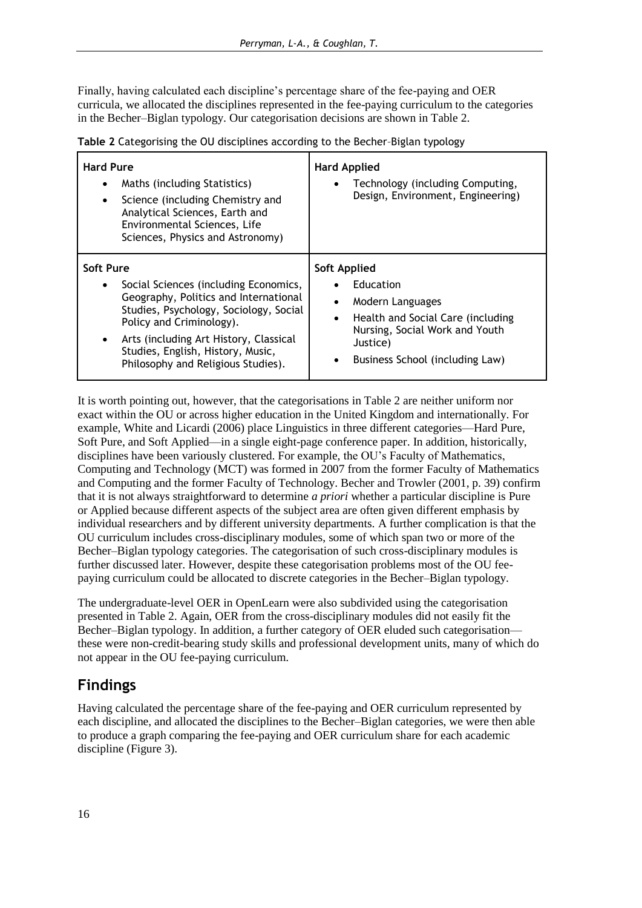Finally, having calculated each discipline's percentage share of the fee-paying and OER curricula, we allocated the disciplines represented in the fee-paying curriculum to the categories in the Becher–Biglan typology. Our categorisation decisions are shown in Table 2.

**Table 2** Categorising the OU disciplines according to the Becher–Biglan typology

| **Hard Pure** | **Hard Applied** |
|---|---|
| • Maths (including Statistics)<br>• Science (including Chemistry and Analytical Sciences, Earth and Environmental Sciences, Life Sciences, Physics and Astronomy) | • Technology (including Computing, Design, Environment, Engineering) |
| **Soft Pure** | **Soft Applied** |
| • Social Sciences (including Economics, Geography, Politics and International Studies, Psychology, Sociology, Social Policy and Criminology).<br>• Arts (including Art History, Classical Studies, English, History, Music, Philosophy and Religious Studies). | • Education<br>• Modern Languages<br>• Health and Social Care (including Nursing, Social Work and Youth Justice)<br>• Business School (including Law) |

It is worth pointing out, however, that the categorisations in Table 2 are neither uniform nor exact within the OU or across higher education in the United Kingdom and internationally. For example, White and Licardi (2006) place Linguistics in three different categories—Hard Pure, Soft Pure, and Soft Applied—in a single eight-page conference paper. In addition, historically, disciplines have been variously clustered. For example, the OU's Faculty of Mathematics, Computing and Technology (MCT) was formed in 2007 from the former Faculty of Mathematics and Computing and the former Faculty of Technology. Becher and Trowler (2001, p. 39) confirm that it is not always straightforward to determine *a priori* whether a particular discipline is Pure or Applied because different aspects of the subject area are often given different emphasis by individual researchers and by different university departments. A further complication is that the OU curriculum includes cross-disciplinary modules, some of which span two or more of the Becher–Biglan typology categories. The categorisation of such cross-disciplinary modules is further discussed later. However, despite these categorisation problems most of the OU fee-paying curriculum could be allocated to discrete categories in the Becher–Biglan typology.

The undergraduate-level OER in OpenLearn were also subdivided using the categorisation presented in Table 2. Again, OER from the cross-disciplinary modules did not easily fit the Becher–Biglan typology. In addition, a further category of OER eluded such categorisation—these were non-credit-bearing study skills and professional development units, many of which do not appear in the OU fee-paying curriculum.

## Findings

Having calculated the percentage share of the fee-paying and OER curriculum represented by each discipline, and allocated the disciplines to the Becher–Biglan categories, we were then able to produce a graph comparing the fee-paying and OER curriculum share for each academic discipline (Figure 3).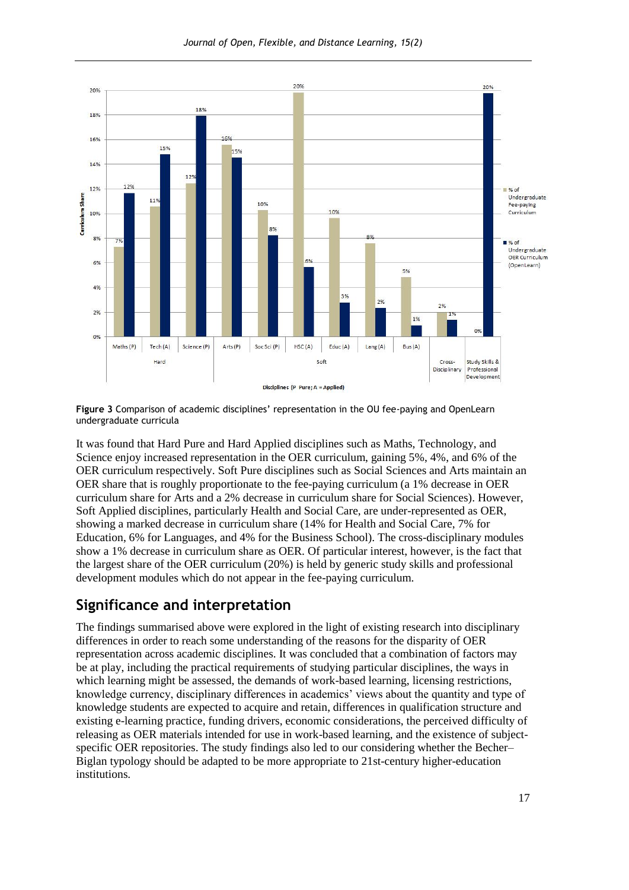**Figure 3** Comparison of academic disciplines' representation in the OU fee-paying and OpenLearn undergraduate curricula

It was found that Hard Pure and Hard Applied disciplines such as Maths, Technology, and Science enjoy increased representation in the OER curriculum, gaining 5%, 4%, and 6% of the OER curriculum respectively. Soft Pure disciplines such as Social Sciences and Arts maintain an OER share that is roughly proportionate to the fee-paying curriculum (a 1% decrease in OER curriculum share for Arts and a 2% decrease in curriculum share for Social Sciences). However, Soft Applied disciplines, particularly Health and Social Care, are under-represented as OER, showing a marked decrease in curriculum share (14% for Health and Social Care, 7% for Education, 6% for Languages, and 4% for the Business School). The cross-disciplinary modules show a 1% decrease in curriculum share as OER. Of particular interest, however, is the fact that the largest share of the OER curriculum (20%) is held by generic study skills and professional development modules which do not appear in the fee-paying curriculum.

## Significance and interpretation

The findings summarised above were explored in the light of existing research into disciplinary differences in order to reach some understanding of the reasons for the disparity of OER representation across academic disciplines. It was concluded that a combination of factors may be at play, including the practical requirements of studying particular disciplines, the ways in which learning might be assessed, the demands of work-based learning, licensing restrictions, knowledge currency, disciplinary differences in academics' views about the quantity and type of knowledge students are expected to acquire and retain, differences in qualification structure and existing e-learning practice, funding drivers, economic considerations, the perceived difficulty of releasing as OER materials intended for use in work-based learning, and the existence of subject-specific OER repositories. The study findings also led to our considering whether the Becher–Biglan typology should be adapted to be more appropriate to 21st-century higher-education institutions.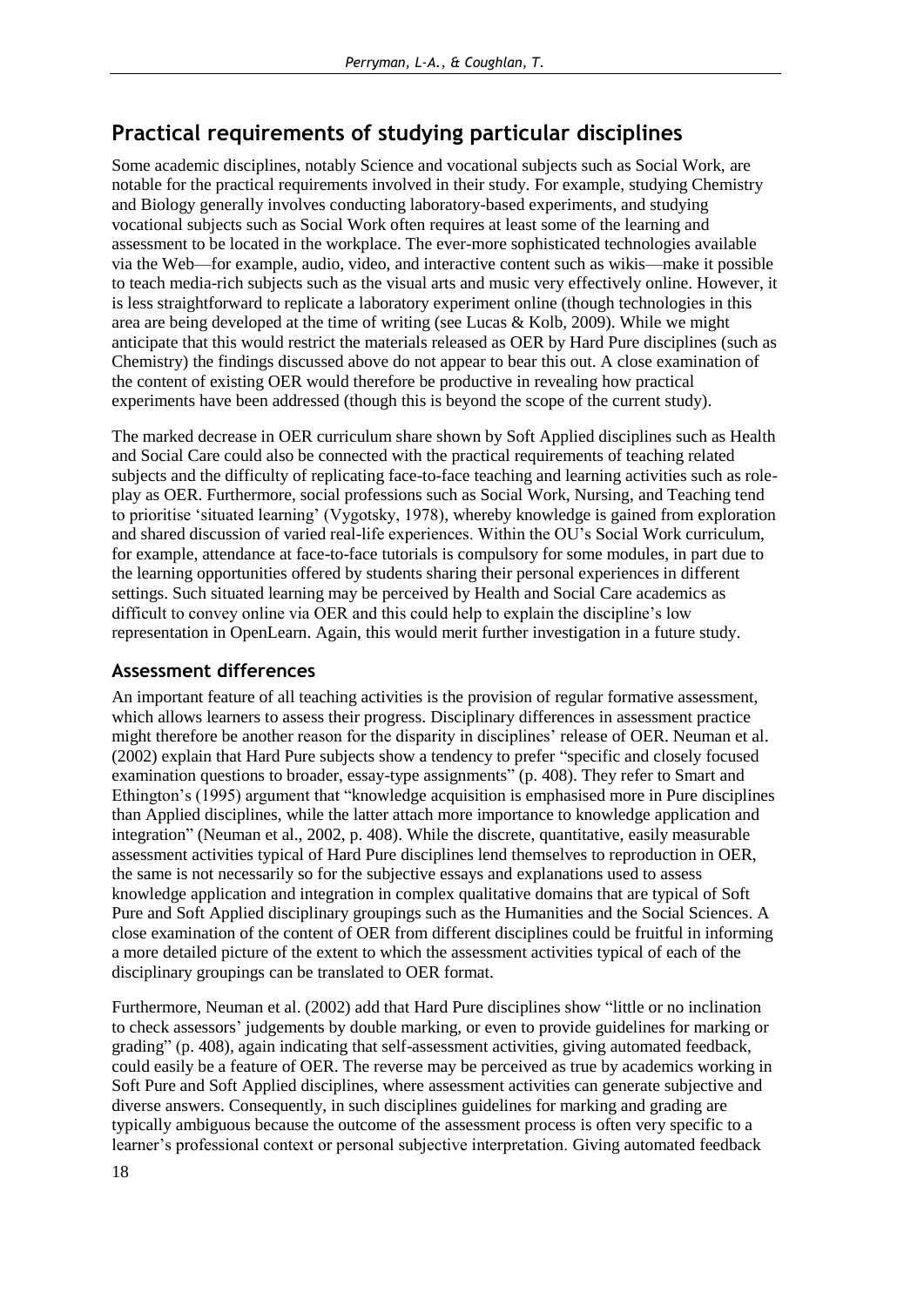## Practical requirements of studying particular disciplines

Some academic disciplines, notably Science and vocational subjects such as Social Work, are notable for the practical requirements involved in their study. For example, studying Chemistry and Biology generally involves conducting laboratory-based experiments, and studying vocational subjects such as Social Work often requires at least some of the learning and assessment to be located in the workplace. The ever-more sophisticated technologies available via the Web—for example, audio, video, and interactive content such as wikis—make it possible to teach media-rich subjects such as the visual arts and music very effectively online. However, it is less straightforward to replicate a laboratory experiment online (though technologies in this area are being developed at the time of writing (see Lucas & Kolb, 2009). While we might anticipate that this would restrict the materials released as OER by Hard Pure disciplines (such as Chemistry) the findings discussed above do not appear to bear this out. A close examination of the content of existing OER would therefore be productive in revealing how practical experiments have been addressed (though this is beyond the scope of the current study).

The marked decrease in OER curriculum share shown by Soft Applied disciplines such as Health and Social Care could also be connected with the practical requirements of teaching related subjects and the difficulty of replicating face-to-face teaching and learning activities such as role-play as OER. Furthermore, social professions such as Social Work, Nursing, and Teaching tend to prioritise 'situated learning' (Vygotsky, 1978), whereby knowledge is gained from exploration and shared discussion of varied real-life experiences. Within the OU's Social Work curriculum, for example, attendance at face-to-face tutorials is compulsory for some modules, in part due to the learning opportunities offered by students sharing their personal experiences in different settings. Such situated learning may be perceived by Health and Social Care academics as difficult to convey online via OER and this could help to explain the discipline's low representation in OpenLearn. Again, this would merit further investigation in a future study.

### Assessment differences

An important feature of all teaching activities is the provision of regular formative assessment, which allows learners to assess their progress. Disciplinary differences in assessment practice might therefore be another reason for the disparity in disciplines' release of OER. Neuman et al. (2002) explain that Hard Pure subjects show a tendency to prefer "specific and closely focused examination questions to broader, essay-type assignments" (p. 408). They refer to Smart and Ethington's (1995) argument that "knowledge acquisition is emphasised more in Pure disciplines than Applied disciplines, while the latter attach more importance to knowledge application and integration" (Neuman et al., 2002, p. 408). While the discrete, quantitative, easily measurable assessment activities typical of Hard Pure disciplines lend themselves to reproduction in OER, the same is not necessarily so for the subjective essays and explanations used to assess knowledge application and integration in complex qualitative domains that are typical of Soft Pure and Soft Applied disciplinary groupings such as the Humanities and the Social Sciences. A close examination of the content of OER from different disciplines could be fruitful in informing a more detailed picture of the extent to which the assessment activities typical of each of the disciplinary groupings can be translated to OER format.

Furthermore, Neuman et al. (2002) add that Hard Pure disciplines show "little or no inclination to check assessors' judgements by double marking, or even to provide guidelines for marking or grading" (p. 408), again indicating that self-assessment activities, giving automated feedback, could easily be a feature of OER. The reverse may be perceived as true by academics working in Soft Pure and Soft Applied disciplines, where assessment activities can generate subjective and diverse answers. Consequently, in such disciplines guidelines for marking and grading are typically ambiguous because the outcome of the assessment process is often very specific to a learner's professional context or personal subjective interpretation. Giving automated feedback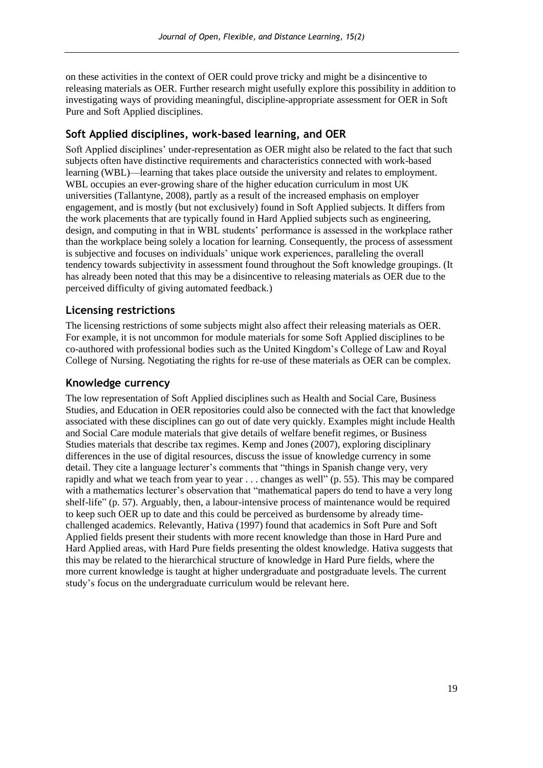on these activities in the context of OER could prove tricky and might be a disincentive to releasing materials as OER. Further research might usefully explore this possibility in addition to investigating ways of providing meaningful, discipline-appropriate assessment for OER in Soft Pure and Soft Applied disciplines.

## Soft Applied disciplines, work-based learning, and OER

Soft Applied disciplines' under-representation as OER might also be related to the fact that such subjects often have distinctive requirements and characteristics connected with work-based learning (WBL)—learning that takes place outside the university and relates to employment. WBL occupies an ever-growing share of the higher education curriculum in most UK universities (Tallantyne, 2008), partly as a result of the increased emphasis on employer engagement, and is mostly (but not exclusively) found in Soft Applied subjects. It differs from the work placements that are typically found in Hard Applied subjects such as engineering, design, and computing in that in WBL students' performance is assessed in the workplace rather than the workplace being solely a location for learning. Consequently, the process of assessment is subjective and focuses on individuals' unique work experiences, paralleling the overall tendency towards subjectivity in assessment found throughout the Soft knowledge groupings. (It has already been noted that this may be a disincentive to releasing materials as OER due to the perceived difficulty of giving automated feedback.)

## Licensing restrictions

The licensing restrictions of some subjects might also affect their releasing materials as OER. For example, it is not uncommon for module materials for some Soft Applied disciplines to be co-authored with professional bodies such as the United Kingdom's College of Law and Royal College of Nursing. Negotiating the rights for re-use of these materials as OER can be complex.

## Knowledge currency

The low representation of Soft Applied disciplines such as Health and Social Care, Business Studies, and Education in OER repositories could also be connected with the fact that knowledge associated with these disciplines can go out of date very quickly. Examples might include Health and Social Care module materials that give details of welfare benefit regimes, or Business Studies materials that describe tax regimes. Kemp and Jones (2007), exploring disciplinary differences in the use of digital resources, discuss the issue of knowledge currency in some detail. They cite a language lecturer's comments that "things in Spanish change very, very rapidly and what we teach from year to year . . . changes as well" (p. 55). This may be compared with a mathematics lecturer's observation that "mathematical papers do tend to have a very long shelf-life" (p. 57). Arguably, then, a labour-intensive process of maintenance would be required to keep such OER up to date and this could be perceived as burdensome by already time-challenged academics. Relevantly, Hativa (1997) found that academics in Soft Pure and Soft Applied fields present their students with more recent knowledge than those in Hard Pure and Hard Applied areas, with Hard Pure fields presenting the oldest knowledge. Hativa suggests that this may be related to the hierarchical structure of knowledge in Hard Pure fields, where the more current knowledge is taught at higher undergraduate and postgraduate levels. The current study's focus on the undergraduate curriculum would be relevant here.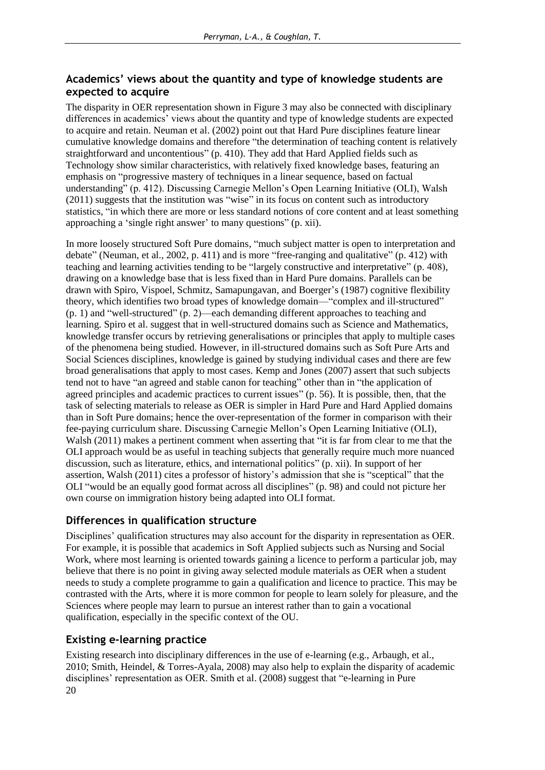## Academics' views about the quantity and type of knowledge students are expected to acquire

The disparity in OER representation shown in Figure 3 may also be connected with disciplinary differences in academics' views about the quantity and type of knowledge students are expected to acquire and retain. Neuman et al. (2002) point out that Hard Pure disciplines feature linear cumulative knowledge domains and therefore "the determination of teaching content is relatively straightforward and uncontentious" (p. 410). They add that Hard Applied fields such as Technology show similar characteristics, with relatively fixed knowledge bases, featuring an emphasis on "progressive mastery of techniques in a linear sequence, based on factual understanding" (p. 412). Discussing Carnegie Mellon's Open Learning Initiative (OLI), Walsh (2011) suggests that the institution was "wise" in its focus on content such as introductory statistics, "in which there are more or less standard notions of core content and at least something approaching a 'single right answer' to many questions" (p. xii).

In more loosely structured Soft Pure domains, "much subject matter is open to interpretation and debate" (Neuman, et al., 2002, p. 411) and is more "free-ranging and qualitative" (p. 412) with teaching and learning activities tending to be "largely constructive and interpretative" (p. 408), drawing on a knowledge base that is less fixed than in Hard Pure domains. Parallels can be drawn with Spiro, Vispoel, Schmitz, Samapungavan, and Boerger's (1987) cognitive flexibility theory, which identifies two broad types of knowledge domain—"complex and ill-structured" (p. 1) and "well-structured" (p. 2)—each demanding different approaches to teaching and learning. Spiro et al. suggest that in well-structured domains such as Science and Mathematics, knowledge transfer occurs by retrieving generalisations or principles that apply to multiple cases of the phenomena being studied. However, in ill-structured domains such as Soft Pure Arts and Social Sciences disciplines, knowledge is gained by studying individual cases and there are few broad generalisations that apply to most cases. Kemp and Jones (2007) assert that such subjects tend not to have "an agreed and stable canon for teaching" other than in "the application of agreed principles and academic practices to current issues" (p. 56). It is possible, then, that the task of selecting materials to release as OER is simpler in Hard Pure and Hard Applied domains than in Soft Pure domains; hence the over-representation of the former in comparison with their fee-paying curriculum share. Discussing Carnegie Mellon's Open Learning Initiative (OLI), Walsh (2011) makes a pertinent comment when asserting that "it is far from clear to me that the OLI approach would be as useful in teaching subjects that generally require much more nuanced discussion, such as literature, ethics, and international politics" (p. xii). In support of her assertion, Walsh (2011) cites a professor of history's admission that she is "sceptical" that the OLI "would be an equally good format across all disciplines" (p. 98) and could not picture her own course on immigration history being adapted into OLI format.

## Differences in qualification structure

Disciplines' qualification structures may also account for the disparity in representation as OER. For example, it is possible that academics in Soft Applied subjects such as Nursing and Social Work, where most learning is oriented towards gaining a licence to perform a particular job, may believe that there is no point in giving away selected module materials as OER when a student needs to study a complete programme to gain a qualification and licence to practice. This may be contrasted with the Arts, where it is more common for people to learn solely for pleasure, and the Sciences where people may learn to pursue an interest rather than to gain a vocational qualification, especially in the specific context of the OU.

## Existing e-learning practice

Existing research into disciplinary differences in the use of e-learning (e.g., Arbaugh, et al., 2010; Smith, Heindel, & Torres-Ayala, 2008) may also help to explain the disparity of academic disciplines' representation as OER. Smith et al. (2008) suggest that "e-learning in Pure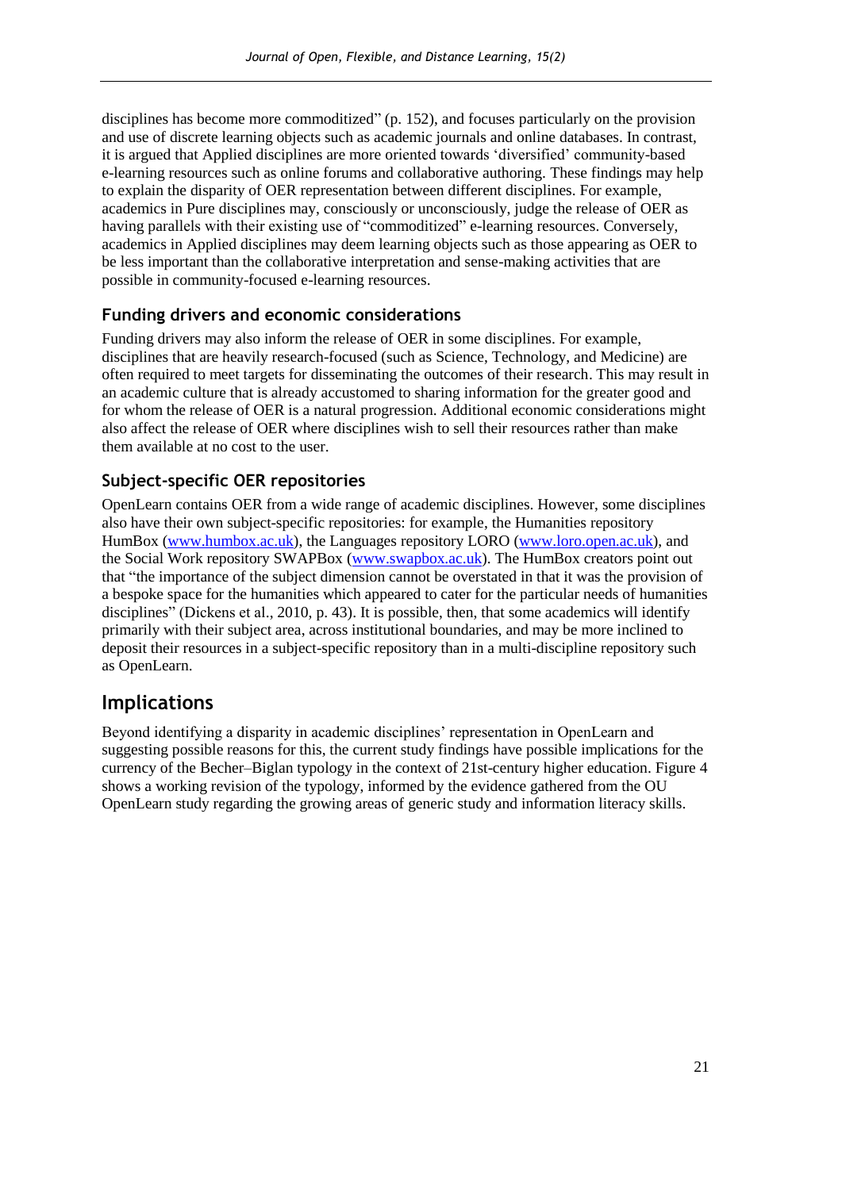disciplines has become more commoditized" (p. 152), and focuses particularly on the provision and use of discrete learning objects such as academic journals and online databases. In contrast, it is argued that Applied disciplines are more oriented towards 'diversified' community-based e-learning resources such as online forums and collaborative authoring. These findings may help to explain the disparity of OER representation between different disciplines. For example, academics in Pure disciplines may, consciously or unconsciously, judge the release of OER as having parallels with their existing use of "commoditized" e-learning resources. Conversely, academics in Applied disciplines may deem learning objects such as those appearing as OER to be less important than the collaborative interpretation and sense-making activities that are possible in community-focused e-learning resources.

### Funding drivers and economic considerations

Funding drivers may also inform the release of OER in some disciplines. For example, disciplines that are heavily research-focused (such as Science, Technology, and Medicine) are often required to meet targets for disseminating the outcomes of their research. This may result in an academic culture that is already accustomed to sharing information for the greater good and for whom the release of OER is a natural progression. Additional economic considerations might also affect the release of OER where disciplines wish to sell their resources rather than make them available at no cost to the user.

### Subject-specific OER repositories

OpenLearn contains OER from a wide range of academic disciplines. However, some disciplines also have their own subject-specific repositories: for example, the Humanities repository HumBox (www.humbox.ac.uk), the Languages repository LORO (www.loro.open.ac.uk), and the Social Work repository SWAPBox (www.swapbox.ac.uk). The HumBox creators point out that "the importance of the subject dimension cannot be overstated in that it was the provision of a bespoke space for the humanities which appeared to cater for the particular needs of humanities disciplines" (Dickens et al., 2010, p. 43). It is possible, then, that some academics will identify primarily with their subject area, across institutional boundaries, and may be more inclined to deposit their resources in a subject-specific repository than in a multi-discipline repository such as OpenLearn.

## Implications

Beyond identifying a disparity in academic disciplines' representation in OpenLearn and suggesting possible reasons for this, the current study findings have possible implications for the currency of the Becher–Biglan typology in the context of 21st-century higher education. Figure 4 shows a working revision of the typology, informed by the evidence gathered from the OU OpenLearn study regarding the growing areas of generic study and information literacy skills.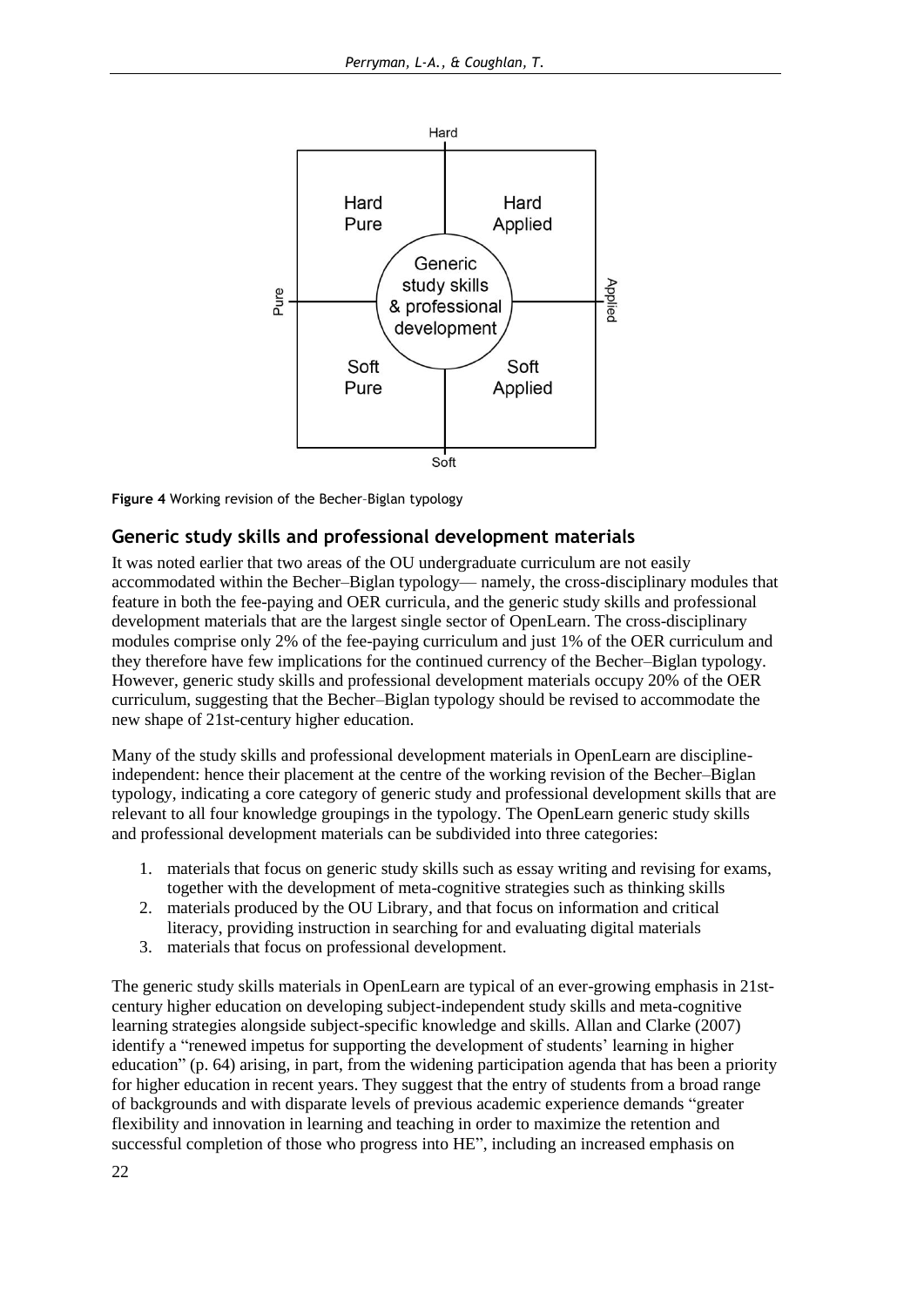**Figure 4** Working revision of the Becher–Biglan typology

## Generic study skills and professional development materials

It was noted earlier that two areas of the OU undergraduate curriculum are not easily accommodated within the Becher–Biglan typology— namely, the cross-disciplinary modules that feature in both the fee-paying and OER curricula, and the generic study skills and professional development materials that are the largest single sector of OpenLearn. The cross-disciplinary modules comprise only 2% of the fee-paying curriculum and just 1% of the OER curriculum and they therefore have few implications for the continued currency of the Becher–Biglan typology. However, generic study skills and professional development materials occupy 20% of the OER curriculum, suggesting that the Becher–Biglan typology should be revised to accommodate the new shape of 21st-century higher education.

Many of the study skills and professional development materials in OpenLearn are discipline-independent: hence their placement at the centre of the working revision of the Becher–Biglan typology, indicating a core category of generic study and professional development skills that are relevant to all four knowledge groupings in the typology. The OpenLearn generic study skills and professional development materials can be subdivided into three categories:

1. materials that focus on generic study skills such as essay writing and revising for exams, together with the development of meta-cognitive strategies such as thinking skills
2. materials produced by the OU Library, and that focus on information and critical literacy, providing instruction in searching for and evaluating digital materials
3. materials that focus on professional development.

The generic study skills materials in OpenLearn are typical of an ever-growing emphasis in 21st-century higher education on developing subject-independent study skills and meta-cognitive learning strategies alongside subject-specific knowledge and skills. Allan and Clarke (2007) identify a "renewed impetus for supporting the development of students' learning in higher education" (p. 64) arising, in part, from the widening participation agenda that has been a priority for higher education in recent years. They suggest that the entry of students from a broad range of backgrounds and with disparate levels of previous academic experience demands "greater flexibility and innovation in learning and teaching in order to maximize the retention and successful completion of those who progress into HE", including an increased emphasis on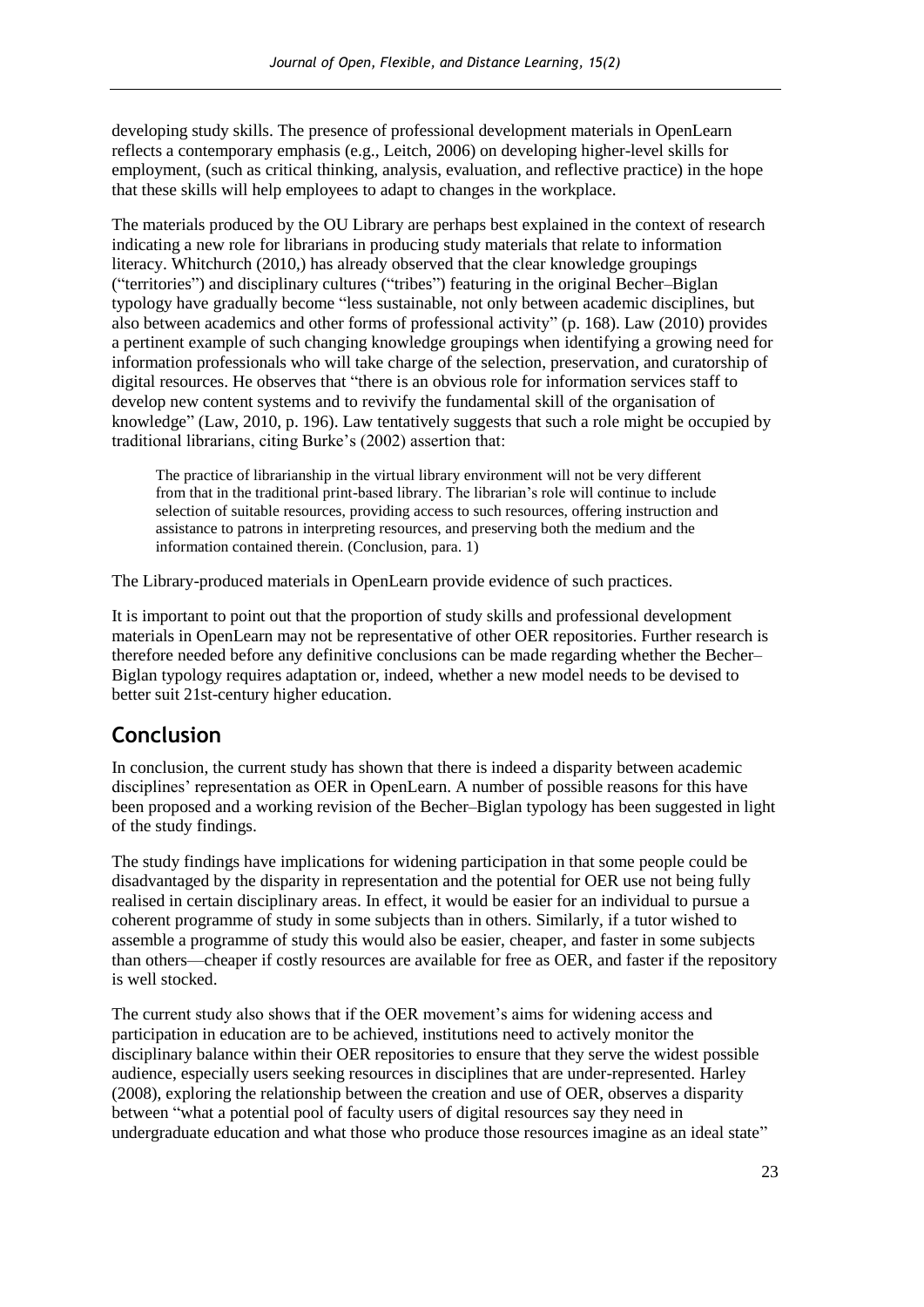developing study skills. The presence of professional development materials in OpenLearn reflects a contemporary emphasis (e.g., Leitch, 2006) on developing higher-level skills for employment, (such as critical thinking, analysis, evaluation, and reflective practice) in the hope that these skills will help employees to adapt to changes in the workplace.

The materials produced by the OU Library are perhaps best explained in the context of research indicating a new role for librarians in producing study materials that relate to information literacy. Whitchurch (2010,) has already observed that the clear knowledge groupings ("territories") and disciplinary cultures ("tribes") featuring in the original Becher–Biglan typology have gradually become "less sustainable, not only between academic disciplines, but also between academics and other forms of professional activity" (p. 168). Law (2010) provides a pertinent example of such changing knowledge groupings when identifying a growing need for information professionals who will take charge of the selection, preservation, and curatorship of digital resources. He observes that "there is an obvious role for information services staff to develop new content systems and to revivify the fundamental skill of the organisation of knowledge" (Law, 2010, p. 196). Law tentatively suggests that such a role might be occupied by traditional librarians, citing Burke's (2002) assertion that:

> The practice of librarianship in the virtual library environment will not be very different from that in the traditional print-based library. The librarian's role will continue to include selection of suitable resources, providing access to such resources, offering instruction and assistance to patrons in interpreting resources, and preserving both the medium and the information contained therein. (Conclusion, para. 1)

The Library-produced materials in OpenLearn provide evidence of such practices.

It is important to point out that the proportion of study skills and professional development materials in OpenLearn may not be representative of other OER repositories. Further research is therefore needed before any definitive conclusions can be made regarding whether the Becher–Biglan typology requires adaptation or, indeed, whether a new model needs to be devised to better suit 21st-century higher education.

## Conclusion

In conclusion, the current study has shown that there is indeed a disparity between academic disciplines' representation as OER in OpenLearn. A number of possible reasons for this have been proposed and a working revision of the Becher–Biglan typology has been suggested in light of the study findings.

The study findings have implications for widening participation in that some people could be disadvantaged by the disparity in representation and the potential for OER use not being fully realised in certain disciplinary areas. In effect, it would be easier for an individual to pursue a coherent programme of study in some subjects than in others. Similarly, if a tutor wished to assemble a programme of study this would also be easier, cheaper, and faster in some subjects than others—cheaper if costly resources are available for free as OER, and faster if the repository is well stocked.

The current study also shows that if the OER movement's aims for widening access and participation in education are to be achieved, institutions need to actively monitor the disciplinary balance within their OER repositories to ensure that they serve the widest possible audience, especially users seeking resources in disciplines that are under-represented. Harley (2008), exploring the relationship between the creation and use of OER, observes a disparity between "what a potential pool of faculty users of digital resources say they need in undergraduate education and what those who produce those resources imagine as an ideal state"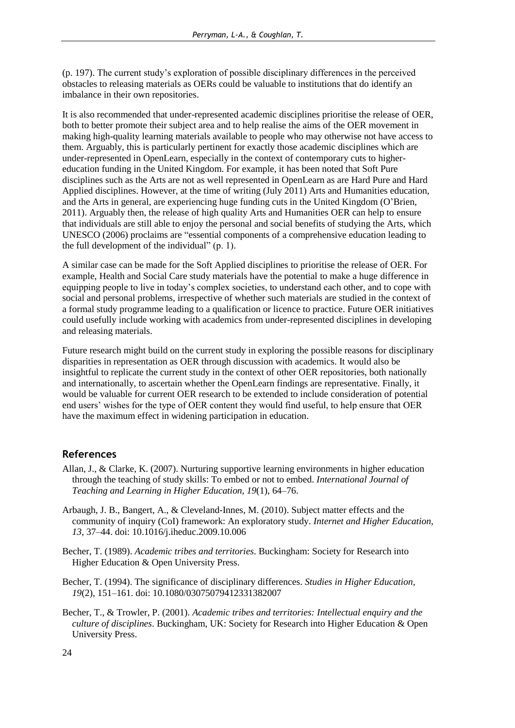(p. 197). The current study's exploration of possible disciplinary differences in the perceived obstacles to releasing materials as OERs could be valuable to institutions that do identify an imbalance in their own repositories.

It is also recommended that under-represented academic disciplines prioritise the release of OER, both to better promote their subject area and to help realise the aims of the OER movement in making high-quality learning materials available to people who may otherwise not have access to them. Arguably, this is particularly pertinent for exactly those academic disciplines which are under-represented in OpenLearn, especially in the context of contemporary cuts to higher-education funding in the United Kingdom. For example, it has been noted that Soft Pure disciplines such as the Arts are not as well represented in OpenLearn as are Hard Pure and Hard Applied disciplines. However, at the time of writing (July 2011) Arts and Humanities education, and the Arts in general, are experiencing huge funding cuts in the United Kingdom (O'Brien, 2011). Arguably then, the release of high quality Arts and Humanities OER can help to ensure that individuals are still able to enjoy the personal and social benefits of studying the Arts, which UNESCO (2006) proclaims are "essential components of a comprehensive education leading to the full development of the individual" (p. 1).

A similar case can be made for the Soft Applied disciplines to prioritise the release of OER. For example, Health and Social Care study materials have the potential to make a huge difference in equipping people to live in today's complex societies, to understand each other, and to cope with social and personal problems, irrespective of whether such materials are studied in the context of a formal study programme leading to a qualification or licence to practice. Future OER initiatives could usefully include working with academics from under-represented disciplines in developing and releasing materials.

Future research might build on the current study in exploring the possible reasons for disciplinary disparities in representation as OER through discussion with academics. It would also be insightful to replicate the current study in the context of other OER repositories, both nationally and internationally, to ascertain whether the OpenLearn findings are representative. Finally, it would be valuable for current OER research to be extended to include consideration of potential end users' wishes for the type of OER content they would find useful, to help ensure that OER have the maximum effect in widening participation in education.

## References

Allan, J., & Clarke, K. (2007). Nurturing supportive learning environments in higher education through the teaching of study skills: To embed or not to embed. *International Journal of Teaching and Learning in Higher Education, 19*(1), 64–76.

Arbaugh, J. B., Bangert, A., & Cleveland-Innes, M. (2010). Subject matter effects and the community of inquiry (CoI) framework: An exploratory study. *Internet and Higher Education, 13*, 37–44. doi: 10.1016/j.iheduc.2009.10.006

Becher, T. (1989). *Academic tribes and territories*. Buckingham: Society for Research into Higher Education & Open University Press.

Becher, T. (1994). The significance of disciplinary differences. *Studies in Higher Education, 19*(2), 151–161. doi: 10.1080/03075079412331382007

Becher, T., & Trowler, P. (2001). *Academic tribes and territories: Intellectual enquiry and the culture of disciplines*. Buckingham, UK: Society for Research into Higher Education & Open University Press.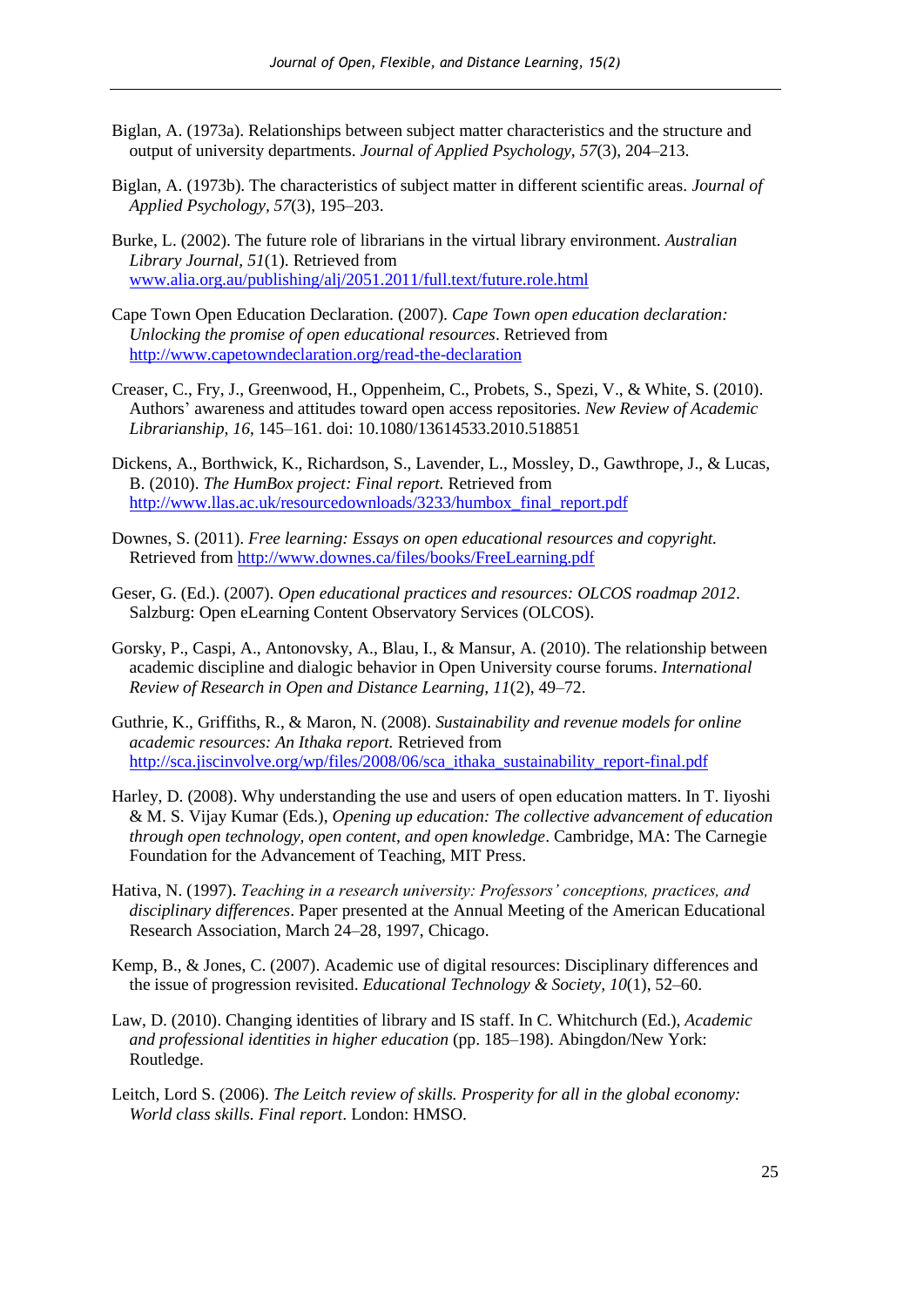Biglan, A. (1973a). Relationships between subject matter characteristics and the structure and output of university departments. *Journal of Applied Psychology, 57*(3), 204–213.

Biglan, A. (1973b). The characteristics of subject matter in different scientific areas. *Journal of Applied Psychology, 57*(3), 195–203.

Burke, L. (2002). The future role of librarians in the virtual library environment. *Australian Library Journal, 51*(1). Retrieved from www.alia.org.au/publishing/alj/2051.2011/full.text/future.role.html

Cape Town Open Education Declaration. (2007). *Cape Town open education declaration: Unlocking the promise of open educational resources*. Retrieved from http://www.capetowndeclaration.org/read-the-declaration

Creaser, C., Fry, J., Greenwood, H., Oppenheim, C., Probets, S., Spezi, V., & White, S. (2010). Authors' awareness and attitudes toward open access repositories. *New Review of Academic Librarianship, 16*, 145–161. doi: 10.1080/13614533.2010.518851

Dickens, A., Borthwick, K., Richardson, S., Lavender, L., Mossley, D., Gawthrope, J., & Lucas, B. (2010). *The HumBox project: Final report.* Retrieved from http://www.llas.ac.uk/resourcedownloads/3233/humbox_final_report.pdf

Downes, S. (2011). *Free learning: Essays on open educational resources and copyright.* Retrieved from http://www.downes.ca/files/books/FreeLearning.pdf

Geser, G. (Ed.). (2007). *Open educational practices and resources: OLCOS roadmap 2012*. Salzburg: Open eLearning Content Observatory Services (OLCOS).

Gorsky, P., Caspi, A., Antonovsky, A., Blau, I., & Mansur, A. (2010). The relationship between academic discipline and dialogic behavior in Open University course forums. *International Review of Research in Open and Distance Learning, 11*(2), 49–72.

Guthrie, K., Griffiths, R., & Maron, N. (2008). *Sustainability and revenue models for online academic resources: An Ithaka report.* Retrieved from http://sca.jiscinvolve.org/wp/files/2008/06/sca_ithaka_sustainability_report-final.pdf

Harley, D. (2008). Why understanding the use and users of open education matters. In T. Iiyoshi & M. S. Vijay Kumar (Eds.), *Opening up education: The collective advancement of education through open technology, open content, and open knowledge*. Cambridge, MA: The Carnegie Foundation for the Advancement of Teaching, MIT Press.

Hativa, N. (1997). *Teaching in a research university: Professors' conceptions, practices, and disciplinary differences*. Paper presented at the Annual Meeting of the American Educational Research Association, March 24–28, 1997, Chicago.

Kemp, B., & Jones, C. (2007). Academic use of digital resources: Disciplinary differences and the issue of progression revisited. *Educational Technology & Society, 10*(1), 52–60.

Law, D. (2010). Changing identities of library and IS staff. In C. Whitchurch (Ed.), *Academic and professional identities in higher education* (pp. 185–198). Abingdon/New York: Routledge.

Leitch, Lord S. (2006). *The Leitch review of skills. Prosperity for all in the global economy: World class skills. Final report*. London: HMSO.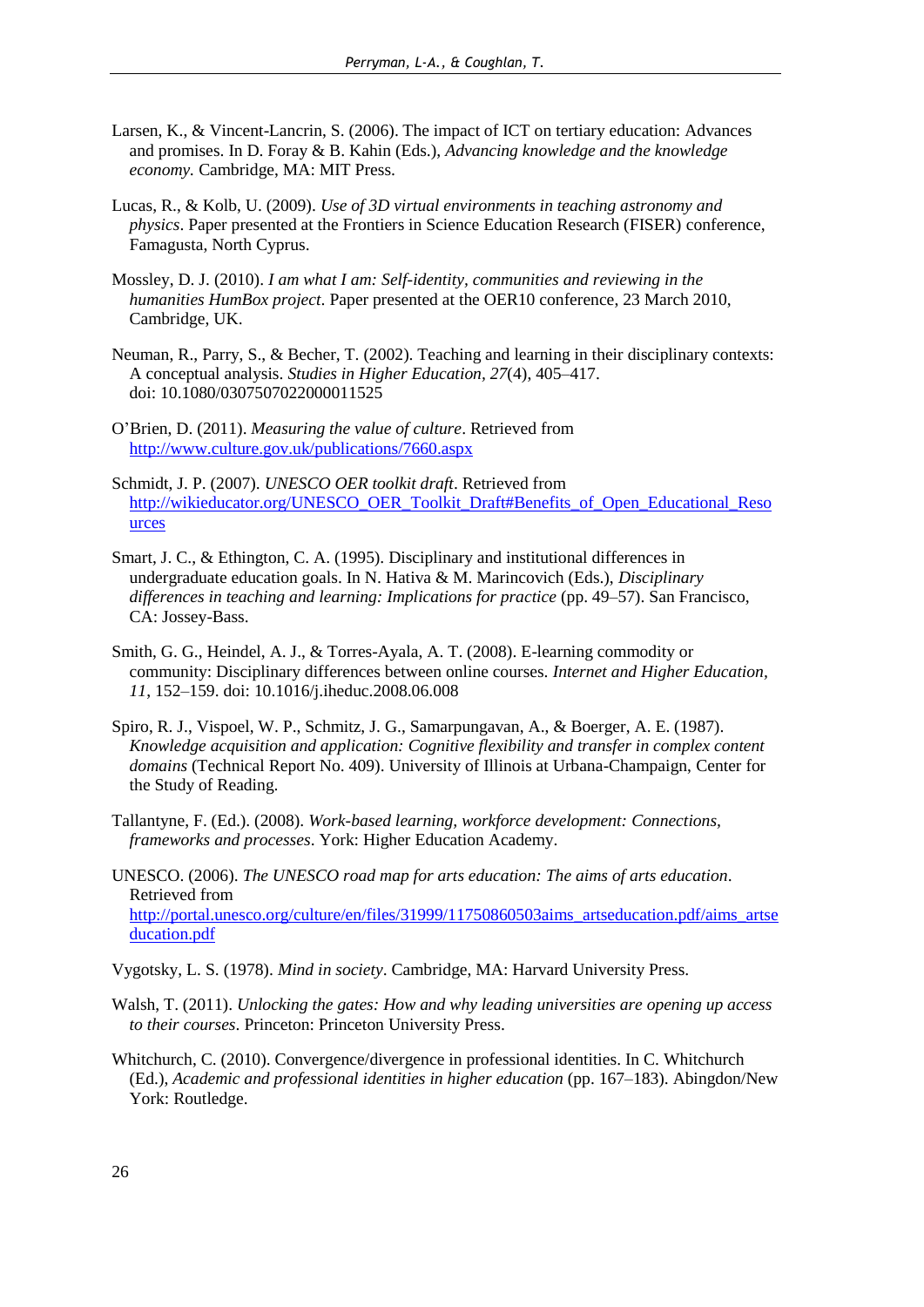Larsen, K., & Vincent-Lancrin, S. (2006). The impact of ICT on tertiary education: Advances and promises. In D. Foray & B. Kahin (Eds.), *Advancing knowledge and the knowledge economy.* Cambridge, MA: MIT Press.

Lucas, R., & Kolb, U. (2009). *Use of 3D virtual environments in teaching astronomy and physics*. Paper presented at the Frontiers in Science Education Research (FISER) conference, Famagusta, North Cyprus.

Mossley, D. J. (2010). *I am what I am: Self-identity, communities and reviewing in the humanities HumBox project*. Paper presented at the OER10 conference, 23 March 2010, Cambridge, UK.

Neuman, R., Parry, S., & Becher, T. (2002). Teaching and learning in their disciplinary contexts: A conceptual analysis. *Studies in Higher Education, 27*(4), 405–417. doi: 10.1080/0307507022000011525

O'Brien, D. (2011). *Measuring the value of culture*. Retrieved from http://www.culture.gov.uk/publications/7660.aspx

Schmidt, J. P. (2007). *UNESCO OER toolkit draft*. Retrieved from http://wikieducator.org/UNESCO_OER_Toolkit_Draft#Benefits_of_Open_Educational_Resources

Smart, J. C., & Ethington, C. A. (1995). Disciplinary and institutional differences in undergraduate education goals. In N. Hativa & M. Marincovich (Eds.), *Disciplinary differences in teaching and learning: Implications for practice* (pp. 49–57). San Francisco, CA: Jossey-Bass.

Smith, G. G., Heindel, A. J., & Torres-Ayala, A. T. (2008). E-learning commodity or community: Disciplinary differences between online courses. *Internet and Higher Education, 11*, 152–159. doi: 10.1016/j.iheduc.2008.06.008

Spiro, R. J., Vispoel, W. P., Schmitz, J. G., Samarpungavan, A., & Boerger, A. E. (1987). *Knowledge acquisition and application: Cognitive flexibility and transfer in complex content domains* (Technical Report No. 409). University of Illinois at Urbana-Champaign, Center for the Study of Reading.

Tallantyne, F. (Ed.). (2008). *Work-based learning, workforce development: Connections, frameworks and processes*. York: Higher Education Academy.

UNESCO. (2006). *The UNESCO road map for arts education: The aims of arts education*. Retrieved from http://portal.unesco.org/culture/en/files/31999/11750860503aims_artseducation.pdf/aims_artseducation.pdf

Vygotsky, L. S. (1978). *Mind in society*. Cambridge, MA: Harvard University Press.

Walsh, T. (2011). *Unlocking the gates: How and why leading universities are opening up access to their courses*. Princeton: Princeton University Press.

Whitchurch, C. (2010). Convergence/divergence in professional identities. In C. Whitchurch (Ed.), *Academic and professional identities in higher education* (pp. 167–183). Abingdon/New York: Routledge.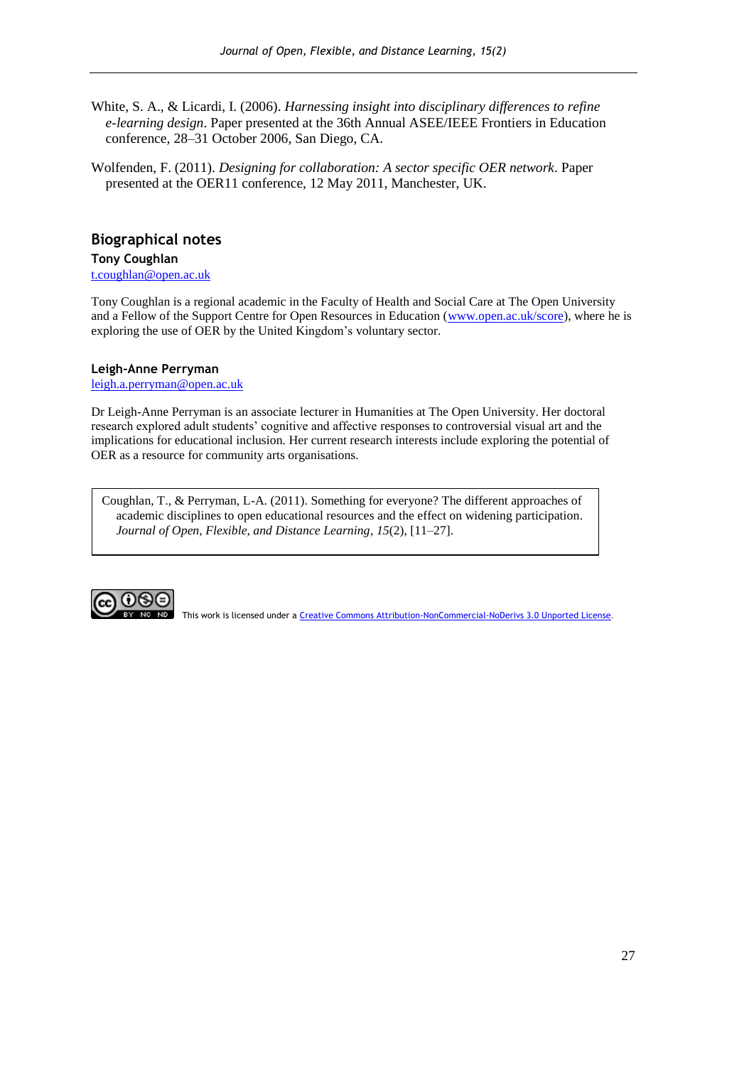White, S. A., & Licardi, I. (2006). *Harnessing insight into disciplinary differences to refine e-learning design*. Paper presented at the 36th Annual ASEE/IEEE Frontiers in Education conference, 28–31 October 2006, San Diego, CA.

Wolfenden, F. (2011). *Designing for collaboration: A sector specific OER network*. Paper presented at the OER11 conference, 12 May 2011, Manchester, UK.

## Biographical notes

**Tony Coughlan**
t.coughlan@open.ac.uk

Tony Coughlan is a regional academic in the Faculty of Health and Social Care at The Open University and a Fellow of the Support Centre for Open Resources in Education (www.open.ac.uk/score), where he is exploring the use of OER by the United Kingdom's voluntary sector.

**Leigh-Anne Perryman**
leigh.a.perryman@open.ac.uk

Dr Leigh-Anne Perryman is an associate lecturer in Humanities at The Open University. Her doctoral research explored adult students' cognitive and affective responses to controversial visual art and the implications for educational inclusion. Her current research interests include exploring the potential of OER as a resource for community arts organisations.

Coughlan, T., & Perryman, L-A. (2011). Something for everyone? The different approaches of academic disciplines to open educational resources and the effect on widening participation. *Journal of Open, Flexible, and Distance Learning*, *15*(2), [11–27].

This work is licensed under a Creative Commons Attribution-NonCommercial-NoDerivs 3.0 Unported License.